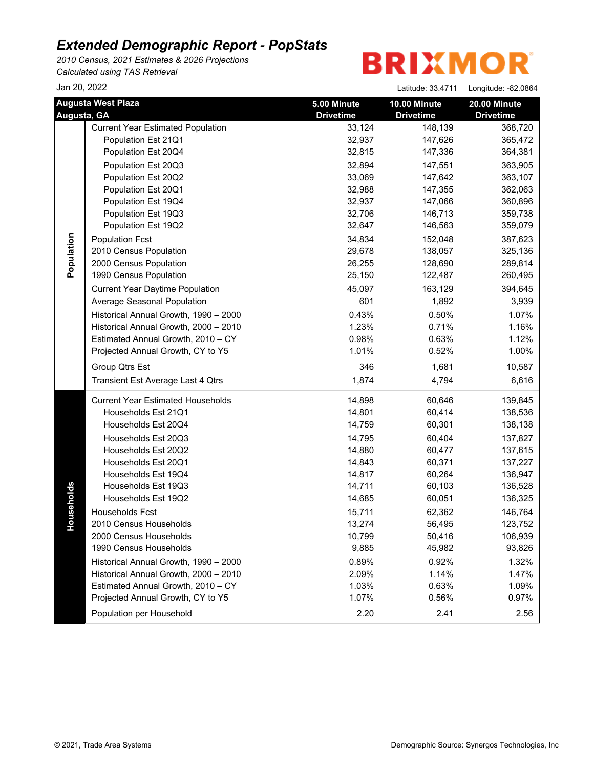# Extended Demographic Report - PopStats

*2010 Census, 2021 Estimates & 2026 Projections*
*Calculated using TAS Retrieval*

BRIXMOR

Jan 20, 2022

Latitude: 33.4711 Longitude: -82.0864

| | Augusta West Plaza<br>Augusta, GA | 5.00 Minute Drivetime | 10.00 Minute Drivetime | 20.00 Minute Drivetime |
|---|---|---|---|---|
| Population | Current Year Estimated Population | 33,124 | 148,139 | 368,720 |
| | Population Est 21Q1 | 32,937 | 147,626 | 365,472 |
| | Population Est 20Q4 | 32,815 | 147,336 | 364,381 |
| | Population Est 20Q3 | 32,894 | 147,551 | 363,905 |
| | Population Est 20Q2 | 33,069 | 147,642 | 363,107 |
| | Population Est 20Q1 | 32,988 | 147,355 | 362,063 |
| | Population Est 19Q4 | 32,937 | 147,066 | 360,896 |
| | Population Est 19Q3 | 32,706 | 146,713 | 359,738 |
| | Population Est 19Q2 | 32,647 | 146,563 | 359,079 |
| | Population Fcst | 34,834 | 152,048 | 387,623 |
| | 2010 Census Population | 29,678 | 138,057 | 325,136 |
| | 2000 Census Population | 26,255 | 128,690 | 289,814 |
| | 1990 Census Population | 25,150 | 122,487 | 260,495 |
| | Current Year Daytime Population | 45,097 | 163,129 | 394,645 |
| | Average Seasonal Population | 601 | 1,892 | 3,939 |
| | Historical Annual Growth, 1990 – 2000 | 0.43% | 0.50% | 1.07% |
| | Historical Annual Growth, 2000 – 2010 | 1.23% | 0.71% | 1.16% |
| | Estimated Annual Growth, 2010 – CY | 0.98% | 0.63% | 1.12% |
| | Projected Annual Growth, CY to Y5 | 1.01% | 0.52% | 1.00% |
| | Group Qtrs Est | 346 | 1,681 | 10,587 |
| | Transient Est Average Last 4 Qtrs | 1,874 | 4,794 | 6,616 |
| Households | Current Year Estimated Households | 14,898 | 60,646 | 139,845 |
| | Households Est 21Q1 | 14,801 | 60,414 | 138,536 |
| | Households Est 20Q4 | 14,759 | 60,301 | 138,138 |
| | Households Est 20Q3 | 14,795 | 60,404 | 137,827 |
| | Households Est 20Q2 | 14,880 | 60,477 | 137,615 |
| | Households Est 20Q1 | 14,843 | 60,371 | 137,227 |
| | Households Est 19Q4 | 14,817 | 60,264 | 136,947 |
| | Households Est 19Q3 | 14,711 | 60,103 | 136,528 |
| | Households Est 19Q2 | 14,685 | 60,051 | 136,325 |
| | Households Fcst | 15,711 | 62,362 | 146,764 |
| | 2010 Census Households | 13,274 | 56,495 | 123,752 |
| | 2000 Census Households | 10,799 | 50,416 | 106,939 |
| | 1990 Census Households | 9,885 | 45,982 | 93,826 |
| | Historical Annual Growth, 1990 – 2000 | 0.89% | 0.92% | 1.32% |
| | Historical Annual Growth, 2000 – 2010 | 2.09% | 1.14% | 1.47% |
| | Estimated Annual Growth, 2010 – CY | 1.03% | 0.63% | 1.09% |
| | Projected Annual Growth, CY to Y5 | 1.07% | 0.56% | 0.97% |
| | Population per Household | 2.20 | 2.41 | 2.56 |

© 2021, Trade Area Systems

Demographic Source: Synergos Technologies, Inc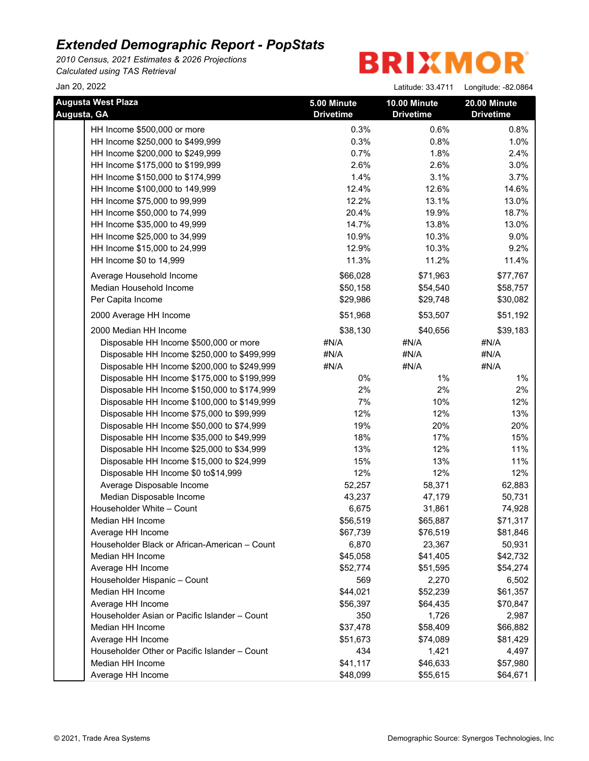# Extended Demographic Report - PopStats

*2010 Census, 2021 Estimates & 2026 Projections*
*Calculated using TAS Retrieval*

BRIXMOR

Jan 20, 2022

Latitude: 33.4711 Longitude: -82.0864

| Augusta West Plaza<br>Augusta, GA | 5.00 Minute Drivetime | 10.00 Minute Drivetime | 20.00 Minute Drivetime |
|---|---|---|---|
| HH Income $500,000 or more | 0.3% | 0.6% | 0.8% |
| HH Income $250,000 to $499,999 | 0.3% | 0.8% | 1.0% |
| HH Income $200,000 to $249,999 | 0.7% | 1.8% | 2.4% |
| HH Income $175,000 to $199,999 | 2.6% | 2.6% | 3.0% |
| HH Income $150,000 to $174,999 | 1.4% | 3.1% | 3.7% |
| HH Income $100,000 to 149,999 | 12.4% | 12.6% | 14.6% |
| HH Income $75,000 to 99,999 | 12.2% | 13.1% | 13.0% |
| HH Income $50,000 to 74,999 | 20.4% | 19.9% | 18.7% |
| HH Income $35,000 to 49,999 | 14.7% | 13.8% | 13.0% |
| HH Income $25,000 to 34,999 | 10.9% | 10.3% | 9.0% |
| HH Income $15,000 to 24,999 | 12.9% | 10.3% | 9.2% |
| HH Income $0 to 14,999 | 11.3% | 11.2% | 11.4% |
| Average Household Income | $66,028 | $71,963 | $77,767 |
| Median Household Income | $50,158 | $54,540 | $58,757 |
| Per Capita Income | $29,986 | $29,748 | $30,082 |
| 2000 Average HH Income | $51,968 | $53,507 | $51,192 |
| 2000 Median HH Income | $38,130 | $40,656 | $39,183 |
| Disposable HH Income $500,000 or more | #N/A | #N/A | #N/A |
| Disposable HH Income $250,000 to $499,999 | #N/A | #N/A | #N/A |
| Disposable HH Income $200,000 to $249,999 | #N/A | #N/A | #N/A |
| Disposable HH Income $175,000 to $199,999 | 0% | 1% | 1% |
| Disposable HH Income $150,000 to $174,999 | 2% | 2% | 2% |
| Disposable HH Income $100,000 to $149,999 | 7% | 10% | 12% |
| Disposable HH Income $75,000 to $99,999 | 12% | 12% | 13% |
| Disposable HH Income $50,000 to $74,999 | 19% | 20% | 20% |
| Disposable HH Income $35,000 to $49,999 | 18% | 17% | 15% |
| Disposable HH Income $25,000 to $34,999 | 13% | 12% | 11% |
| Disposable HH Income $15,000 to $24,999 | 15% | 13% | 11% |
| Disposable HH Income $0 to$14,999 | 12% | 12% | 12% |
| Average Disposable Income | 52,257 | 58,371 | 62,883 |
| Median Disposable Income | 43,237 | 47,179 | 50,731 |
| Householder White – Count | 6,675 | 31,861 | 74,928 |
| Median HH Income | $56,519 | $65,887 | $71,317 |
| Average HH Income | $67,739 | $76,519 | $81,846 |
| Householder Black or African-American – Count | 6,870 | 23,367 | 50,931 |
| Median HH Income | $45,058 | $41,405 | $42,732 |
| Average HH Income | $52,774 | $51,595 | $54,274 |
| Householder Hispanic – Count | 569 | 2,270 | 6,502 |
| Median HH Income | $44,021 | $52,239 | $61,357 |
| Average HH Income | $56,397 | $64,435 | $70,847 |
| Householder Asian or Pacific Islander – Count | 350 | 1,726 | 2,987 |
| Median HH Income | $37,478 | $58,409 | $66,882 |
| Average HH Income | $51,673 | $74,089 | $81,429 |
| Householder Other or Pacific Islander – Count | 434 | 1,421 | 4,497 |
| Median HH Income | $41,117 | $46,633 | $57,980 |
| Average HH Income | $48,099 | $55,615 | $64,671 |

© 2021, Trade Area Systems

Demographic Source: Synergos Technologies, Inc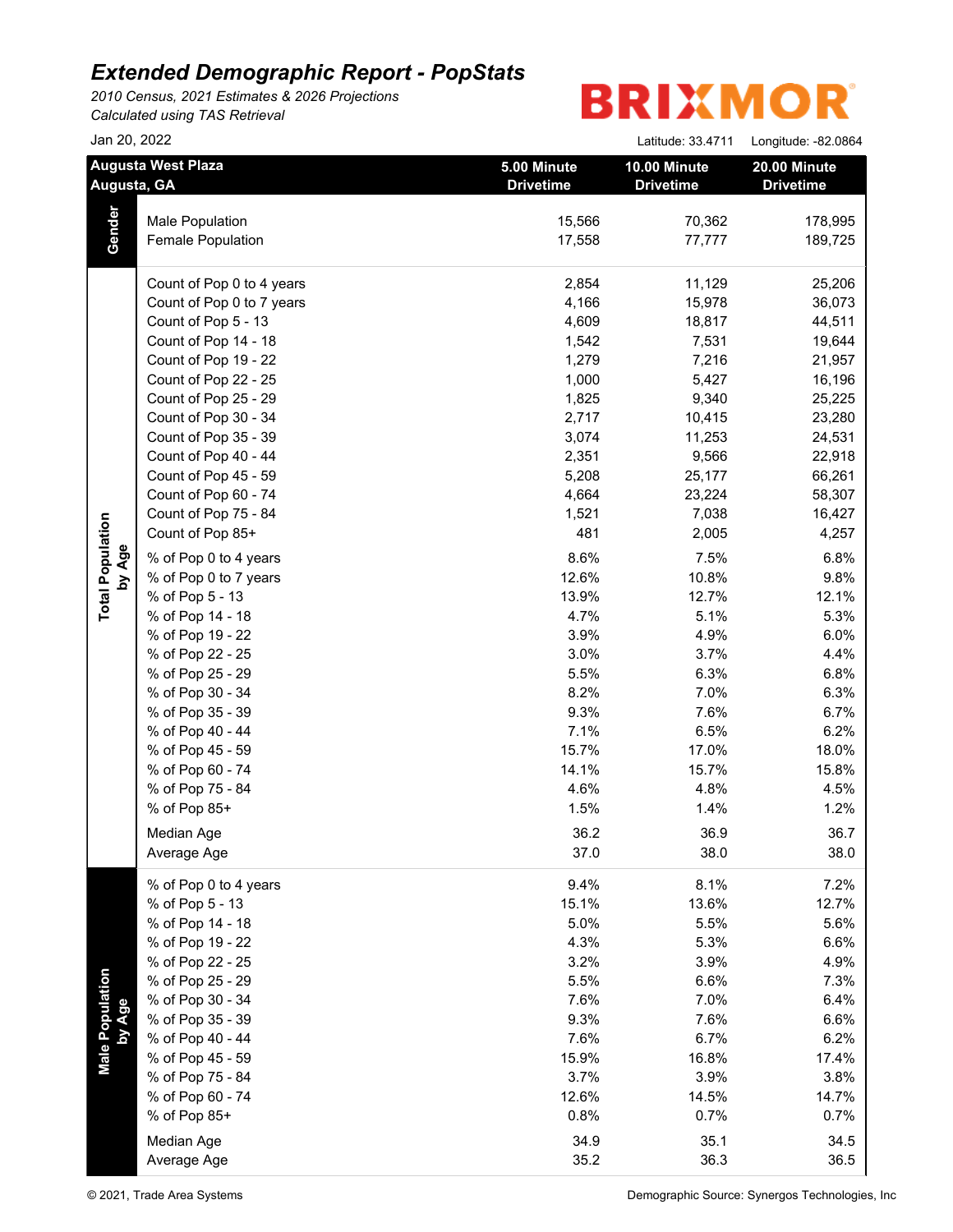# *Extended Demographic Report - PopStats*

*2010 Census, 2021 Estimates & 2026 Projections*
*Calculated using TAS Retrieval*

BRIXMOR

Jan 20, 2022

Latitude: 33.4711 Longitude: -82.0864

| Augusta West Plaza Augusta, GA | | 5.00 Minute Drivetime | 10.00 Minute Drivetime | 20.00 Minute Drivetime |
|---|---|---|---|---|
| **Gender** | Male Population | 15,566 | 70,362 | 178,995 |
| | Female Population | 17,558 | 77,777 | 189,725 |
| **Total Population by Age** | Count of Pop 0 to 4 years | 2,854 | 11,129 | 25,206 |
| | Count of Pop 0 to 7 years | 4,166 | 15,978 | 36,073 |
| | Count of Pop 5 - 13 | 4,609 | 18,817 | 44,511 |
| | Count of Pop 14 - 18 | 1,542 | 7,531 | 19,644 |
| | Count of Pop 19 - 22 | 1,279 | 7,216 | 21,957 |
| | Count of Pop 22 - 25 | 1,000 | 5,427 | 16,196 |
| | Count of Pop 25 - 29 | 1,825 | 9,340 | 25,225 |
| | Count of Pop 30 - 34 | 2,717 | 10,415 | 23,280 |
| | Count of Pop 35 - 39 | 3,074 | 11,253 | 24,531 |
| | Count of Pop 40 - 44 | 2,351 | 9,566 | 22,918 |
| | Count of Pop 45 - 59 | 5,208 | 25,177 | 66,261 |
| | Count of Pop 60 - 74 | 4,664 | 23,224 | 58,307 |
| | Count of Pop 75 - 84 | 1,521 | 7,038 | 16,427 |
| | Count of Pop 85+ | 481 | 2,005 | 4,257 |
| | % of Pop 0 to 4 years | 8.6% | 7.5% | 6.8% |
| | % of Pop 0 to 7 years | 12.6% | 10.8% | 9.8% |
| | % of Pop 5 - 13 | 13.9% | 12.7% | 12.1% |
| | % of Pop 14 - 18 | 4.7% | 5.1% | 5.3% |
| | % of Pop 19 - 22 | 3.9% | 4.9% | 6.0% |
| | % of Pop 22 - 25 | 3.0% | 3.7% | 4.4% |
| | % of Pop 25 - 29 | 5.5% | 6.3% | 6.8% |
| | % of Pop 30 - 34 | 8.2% | 7.0% | 6.3% |
| | % of Pop 35 - 39 | 9.3% | 7.6% | 6.7% |
| | % of Pop 40 - 44 | 7.1% | 6.5% | 6.2% |
| | % of Pop 45 - 59 | 15.7% | 17.0% | 18.0% |
| | % of Pop 60 - 74 | 14.1% | 15.7% | 15.8% |
| | % of Pop 75 - 84 | 4.6% | 4.8% | 4.5% |
| | % of Pop 85+ | 1.5% | 1.4% | 1.2% |
| | Median Age | 36.2 | 36.9 | 36.7 |
| | Average Age | 37.0 | 38.0 | 38.0 |
| **Male Population by Age** | % of Pop 0 to 4 years | 9.4% | 8.1% | 7.2% |
| | % of Pop 5 - 13 | 15.1% | 13.6% | 12.7% |
| | % of Pop 14 - 18 | 5.0% | 5.5% | 5.6% |
| | % of Pop 19 - 22 | 4.3% | 5.3% | 6.6% |
| | % of Pop 22 - 25 | 3.2% | 3.9% | 4.9% |
| | % of Pop 25 - 29 | 5.5% | 6.6% | 7.3% |
| | % of Pop 30 - 34 | 7.6% | 7.0% | 6.4% |
| | % of Pop 35 - 39 | 9.3% | 7.6% | 6.6% |
| | % of Pop 40 - 44 | 7.6% | 6.7% | 6.2% |
| | % of Pop 45 - 59 | 15.9% | 16.8% | 17.4% |
| | % of Pop 75 - 84 | 3.7% | 3.9% | 3.8% |
| | % of Pop 60 - 74 | 12.6% | 14.5% | 14.7% |
| | % of Pop 85+ | 0.8% | 0.7% | 0.7% |
| | Median Age | 34.9 | 35.1 | 34.5 |
| | Average Age | 35.2 | 36.3 | 36.5 |

© 2021, Trade Area Systems

Demographic Source: Synergos Technologies, Inc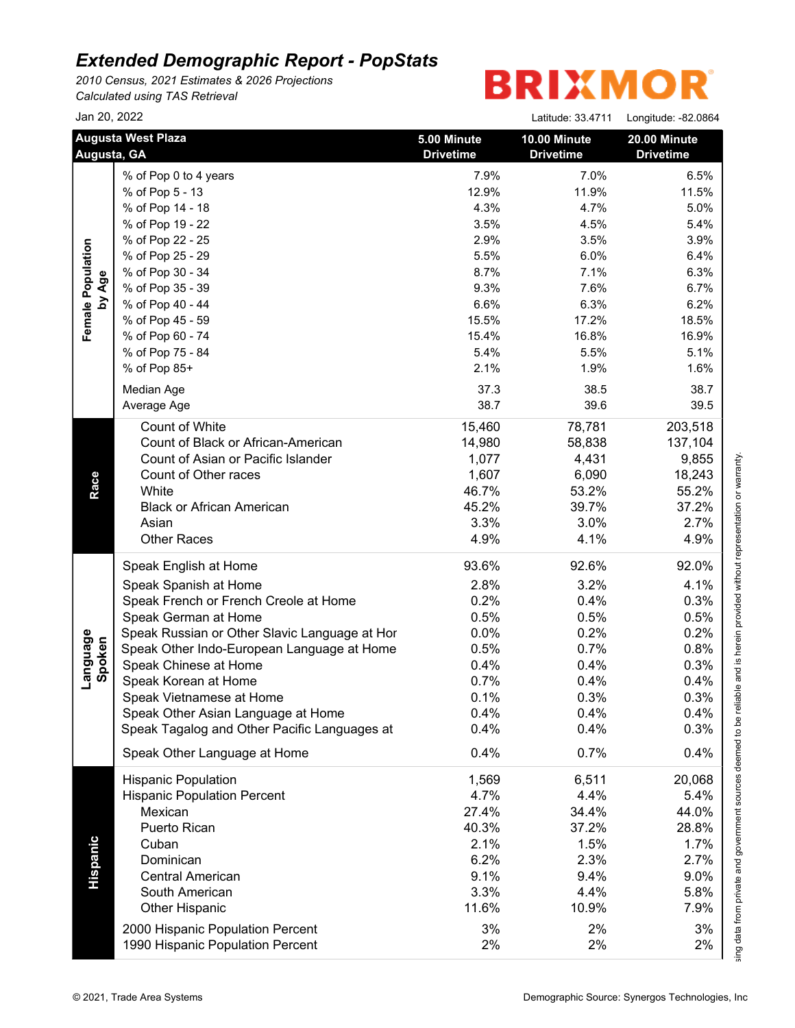# Extended Demographic Report - PopStats

*2010 Census, 2021 Estimates & 2026 Projections*
*Calculated using TAS Retrieval*

Jan 20, 2022

BRIXMOR

Latitude: 33.4711 Longitude: -82.0864

| Augusta West Plaza Augusta, GA | | 5.00 Minute Drivetime | 10.00 Minute Drivetime | 20.00 Minute Drivetime |
|---|---|---|---|---|
| **Female Population by Age** | % of Pop 0 to 4 years | 7.9% | 7.0% | 6.5% |
| | % of Pop 5 - 13 | 12.9% | 11.9% | 11.5% |
| | % of Pop 14 - 18 | 4.3% | 4.7% | 5.0% |
| | % of Pop 19 - 22 | 3.5% | 4.5% | 5.4% |
| | % of Pop 22 - 25 | 2.9% | 3.5% | 3.9% |
| | % of Pop 25 - 29 | 5.5% | 6.0% | 6.4% |
| | % of Pop 30 - 34 | 8.7% | 7.1% | 6.3% |
| | % of Pop 35 - 39 | 9.3% | 7.6% | 6.7% |
| | % of Pop 40 - 44 | 6.6% | 6.3% | 6.2% |
| | % of Pop 45 - 59 | 15.5% | 17.2% | 18.5% |
| | % of Pop 60 - 74 | 15.4% | 16.8% | 16.9% |
| | % of Pop 75 - 84 | 5.4% | 5.5% | 5.1% |
| | % of Pop 85+ | 2.1% | 1.9% | 1.6% |
| | Median Age | 37.3 | 38.5 | 38.7 |
| | Average Age | 38.7 | 39.6 | 39.5 |
| **Race** | Count of White | 15,460 | 78,781 | 203,518 |
| | Count of Black or African-American | 14,980 | 58,838 | 137,104 |
| | Count of Asian or Pacific Islander | 1,077 | 4,431 | 9,855 |
| | Count of Other races | 1,607 | 6,090 | 18,243 |
| | White | 46.7% | 53.2% | 55.2% |
| | Black or African American | 45.2% | 39.7% | 37.2% |
| | Asian | 3.3% | 3.0% | 2.7% |
| | Other Races | 4.9% | 4.1% | 4.9% |
| **Language Spoken** | Speak English at Home | 93.6% | 92.6% | 92.0% |
| | Speak Spanish at Home | 2.8% | 3.2% | 4.1% |
| | Speak French or French Creole at Home | 0.2% | 0.4% | 0.3% |
| | Speak German at Home | 0.5% | 0.5% | 0.5% |
| | Speak Russian or Other Slavic Language at Hor | 0.0% | 0.2% | 0.2% |
| | Speak Other Indo-European Language at Home | 0.5% | 0.7% | 0.8% |
| | Speak Chinese at Home | 0.4% | 0.4% | 0.3% |
| | Speak Korean at Home | 0.7% | 0.4% | 0.4% |
| | Speak Vietnamese at Home | 0.1% | 0.3% | 0.3% |
| | Speak Other Asian Language at Home | 0.4% | 0.4% | 0.4% |
| | Speak Tagalog and Other Pacific Languages at | 0.4% | 0.4% | 0.3% |
| | Speak Other Language at Home | 0.4% | 0.7% | 0.4% |
| **Hispanic** | Hispanic Population | 1,569 | 6,511 | 20,068 |
| | Hispanic Population Percent | 4.7% | 4.4% | 5.4% |
| | Mexican | 27.4% | 34.4% | 44.0% |
| | Puerto Rican | 40.3% | 37.2% | 28.8% |
| | Cuban | 2.1% | 1.5% | 1.7% |
| | Dominican | 6.2% | 2.3% | 2.7% |
| | Central American | 9.1% | 9.4% | 9.0% |
| | South American | 3.3% | 4.4% | 5.8% |
| | Other Hispanic | 11.6% | 10.9% | 7.9% |
| | 2000 Hispanic Population Percent | 3% | 2% | 3% |
| | 1990 Hispanic Population Percent | 2% | 2% | 2% |

sing data from private and government sources deemed to be reliable and is herein provided without representation or warranty.

© 2021, Trade Area Systems

Demographic Source: Synergos Technologies, Inc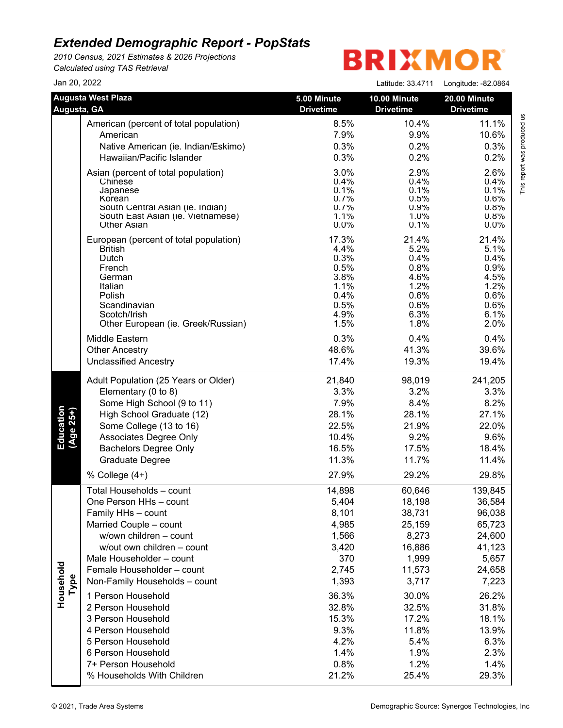# Extended Demographic Report - PopStats

*2010 Census, 2021 Estimates & 2026 Projections*
*Calculated using TAS Retrieval*

BRIXMOR

Jan 20, 2022

Latitude: 33.4711 Longitude: -82.0864

| Augusta West Plaza Augusta, GA | | 5.00 Minute Drivetime | 10.00 Minute Drivetime | 20.00 Minute Drivetime |
|---|---|---|---|---|
| | American (percent of total population) | 8.5% | 10.4% | 11.1% |
| | American | 7.9% | 9.9% | 10.6% |
| | Native American (ie. Indian/Eskimo) | 0.3% | 0.2% | 0.3% |
| | Hawaiian/Pacific Islander | 0.3% | 0.2% | 0.2% |
| | Asian (percent of total population) | 3.0% | 2.9% | 2.6% |
| | Chinese | 0.4% | 0.4% | 0.4% |
| | Japanese | 0.1% | 0.1% | 0.1% |
| | Korean | 0.7% | 0.5% | 0.6% |
| | South Central Asian (ie. Indian) | 0.7% | 0.9% | 0.8% |
| | South East Asian (ie. Vietnamese) | 1.1% | 1.0% | 0.8% |
| | Other Asian | 0.0% | 0.1% | 0.0% |
| | European (percent of total population) | 17.3% | 21.4% | 21.4% |
| | British | 4.4% | 5.2% | 5.1% |
| | Dutch | 0.3% | 0.4% | 0.4% |
| | French | 0.5% | 0.8% | 0.9% |
| | German | 3.8% | 4.6% | 4.5% |
| | Italian | 1.1% | 1.2% | 1.2% |
| | Polish | 0.4% | 0.6% | 0.6% |
| | Scandinavian | 0.5% | 0.6% | 0.6% |
| | Scotch/Irish | 4.9% | 6.3% | 6.1% |
| | Other European (ie. Greek/Russian) | 1.5% | 1.8% | 2.0% |
| | Middle Eastern | 0.3% | 0.4% | 0.4% |
| | Other Ancestry | 48.6% | 41.3% | 39.6% |
| | Unclassified Ancestry | 17.4% | 19.3% | 19.4% |
| **Education (Age 25+)** | Adult Population (25 Years or Older) | 21,840 | 98,019 | 241,205 |
| | Elementary (0 to 8) | 3.3% | 3.2% | 3.3% |
| | Some High School (9 to 11) | 7.9% | 8.4% | 8.2% |
| | High School Graduate (12) | 28.1% | 28.1% | 27.1% |
| | Some College (13 to 16) | 22.5% | 21.9% | 22.0% |
| | Associates Degree Only | 10.4% | 9.2% | 9.6% |
| | Bachelors Degree Only | 16.5% | 17.5% | 18.4% |
| | Graduate Degree | 11.3% | 11.7% | 11.4% |
| | % College (4+) | 27.9% | 29.2% | 29.8% |
| **Household Type** | Total Households – count | 14,898 | 60,646 | 139,845 |
| | One Person HHs – count | 5,404 | 18,198 | 36,584 |
| | Family HHs – count | 8,101 | 38,731 | 96,038 |
| | Married Couple – count | 4,985 | 25,159 | 65,723 |
| | w/own children – count | 1,566 | 8,273 | 24,600 |
| | w/out own children – count | 3,420 | 16,886 | 41,123 |
| | Male Householder – count | 370 | 1,999 | 5,657 |
| | Female Householder – count | 2,745 | 11,573 | 24,658 |
| | Non-Family Households – count | 1,393 | 3,717 | 7,223 |
| | 1 Person Household | 36.3% | 30.0% | 26.2% |
| | 2 Person Household | 32.8% | 32.5% | 31.8% |
| | 3 Person Household | 15.3% | 17.2% | 18.1% |
| | 4 Person Household | 9.3% | 11.8% | 13.9% |
| | 5 Person Household | 4.2% | 5.4% | 6.3% |
| | 6 Person Household | 1.4% | 1.9% | 2.3% |
| | 7+ Person Household | 0.8% | 1.2% | 1.4% |
| | % Households With Children | 21.2% | 25.4% | 29.3% |

This report was produced us

© 2021, Trade Area Systems

Demographic Source: Synergos Technologies, Inc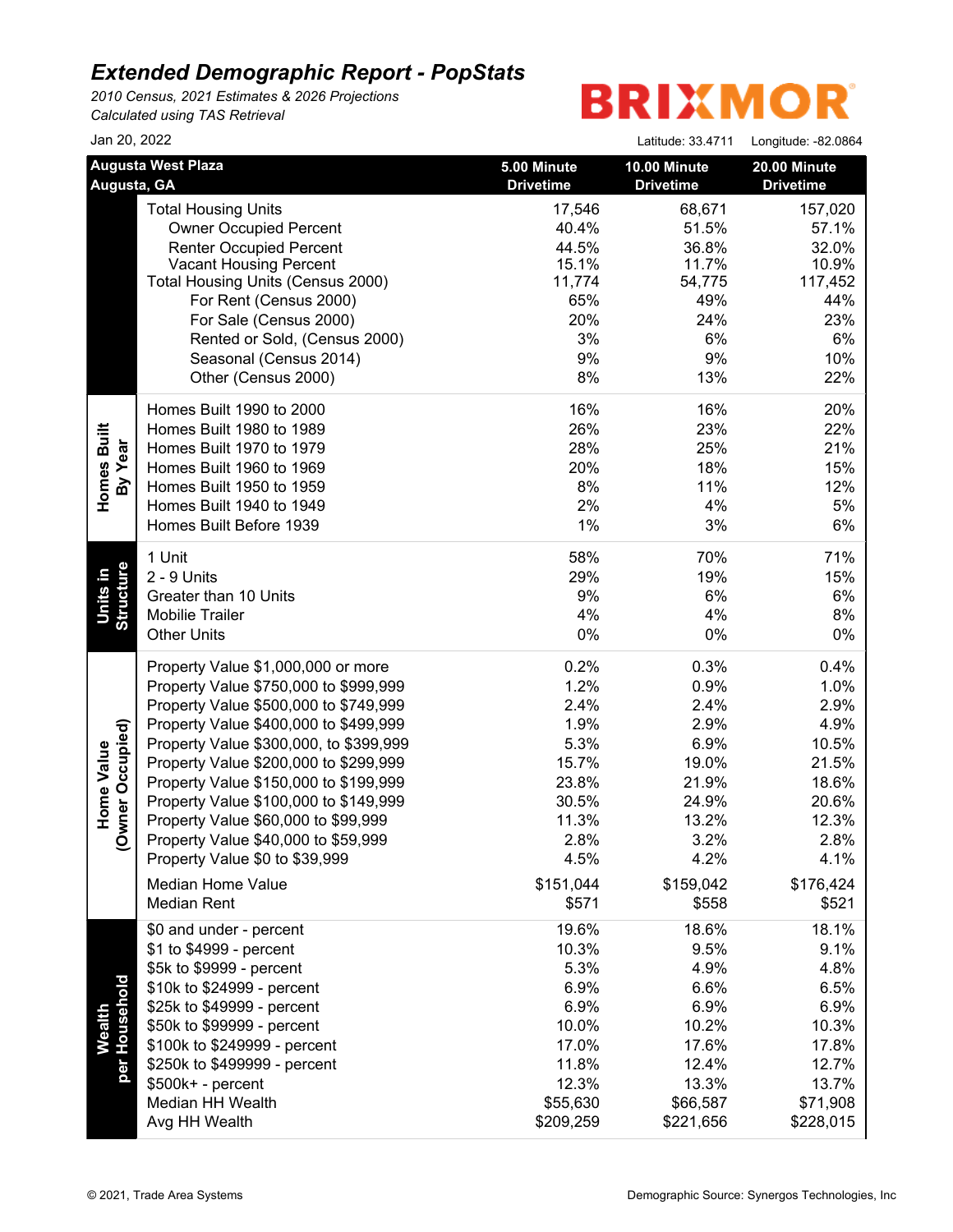# *Extended Demographic Report - PopStats*

*2010 Census, 2021 Estimates & 2026 Projections*
*Calculated using TAS Retrieval*

BRIXMOR

Jan 20, 2022

Latitude: 33.4711 Longitude: -82.0864

| Augusta West Plaza Augusta, GA | | 5.00 Minute Drivetime | 10.00 Minute Drivetime | 20.00 Minute Drivetime |
|---|---|---|---|---|
| | Total Housing Units | 17,546 | 68,671 | 157,020 |
| | Owner Occupied Percent | 40.4% | 51.5% | 57.1% |
| | Renter Occupied Percent | 44.5% | 36.8% | 32.0% |
| | Vacant Housing Percent | 15.1% | 11.7% | 10.9% |
| | Total Housing Units (Census 2000) | 11,774 | 54,775 | 117,452 |
| | For Rent (Census 2000) | 65% | 49% | 44% |
| | For Sale (Census 2000) | 20% | 24% | 23% |
| | Rented or Sold, (Census 2000) | 3% | 6% | 6% |
| | Seasonal (Census 2014) | 9% | 9% | 10% |
| | Other (Census 2000) | 8% | 13% | 22% |
| **Homes Built By Year** | Homes Built 1990 to 2000 | 16% | 16% | 20% |
| | Homes Built 1980 to 1989 | 26% | 23% | 22% |
| | Homes Built 1970 to 1979 | 28% | 25% | 21% |
| | Homes Built 1960 to 1969 | 20% | 18% | 15% |
| | Homes Built 1950 to 1959 | 8% | 11% | 12% |
| | Homes Built 1940 to 1949 | 2% | 4% | 5% |
| | Homes Built Before 1939 | 1% | 3% | 6% |
| **Units in Structure** | 1 Unit | 58% | 70% | 71% |
| | 2 - 9 Units | 29% | 19% | 15% |
| | Greater than 10 Units | 9% | 6% | 6% |
| | Mobilie Trailer | 4% | 4% | 8% |
| | Other Units | 0% | 0% | 0% |
| **Home Value (Owner Occupied)** | Property Value $1,000,000 or more | 0.2% | 0.3% | 0.4% |
| | Property Value $750,000 to $999,999 | 1.2% | 0.9% | 1.0% |
| | Property Value $500,000 to $749,999 | 2.4% | 2.4% | 2.9% |
| | Property Value $400,000 to $499,999 | 1.9% | 2.9% | 4.9% |
| | Property Value $300,000, to $399,999 | 5.3% | 6.9% | 10.5% |
| | Property Value $200,000 to $299,999 | 15.7% | 19.0% | 21.5% |
| | Property Value $150,000 to $199,999 | 23.8% | 21.9% | 18.6% |
| | Property Value $100,000 to $149,999 | 30.5% | 24.9% | 20.6% |
| | Property Value $60,000 to $99,999 | 11.3% | 13.2% | 12.3% |
| | Property Value $40,000 to $59,999 | 2.8% | 3.2% | 2.8% |
| | Property Value $0 to $39,999 | 4.5% | 4.2% | 4.1% |
| | Median Home Value | $151,044 | $159,042 | $176,424 |
| | Median Rent | $571 | $558 | $521 |
| **Wealth per Household** | $0 and under - percent | 19.6% | 18.6% | 18.1% |
| | $1 to $4999 - percent | 10.3% | 9.5% | 9.1% |
| | $5k to $9999 - percent | 5.3% | 4.9% | 4.8% |
| | $10k to $24999 - percent | 6.9% | 6.6% | 6.5% |
| | $25k to $49999 - percent | 6.9% | 6.9% | 6.9% |
| | $50k to $99999 - percent | 10.0% | 10.2% | 10.3% |
| | $100k to $249999 - percent | 17.0% | 17.6% | 17.8% |
| | $250k to $499999 - percent | 11.8% | 12.4% | 12.7% |
| | $500k+ - percent | 12.3% | 13.3% | 13.7% |
| | Median HH Wealth | $55,630 | $66,587 | $71,908 |
| | Avg HH Wealth | $209,259 | $221,656 | $228,015 |

© 2021, Trade Area Systems

Demographic Source: Synergos Technologies, Inc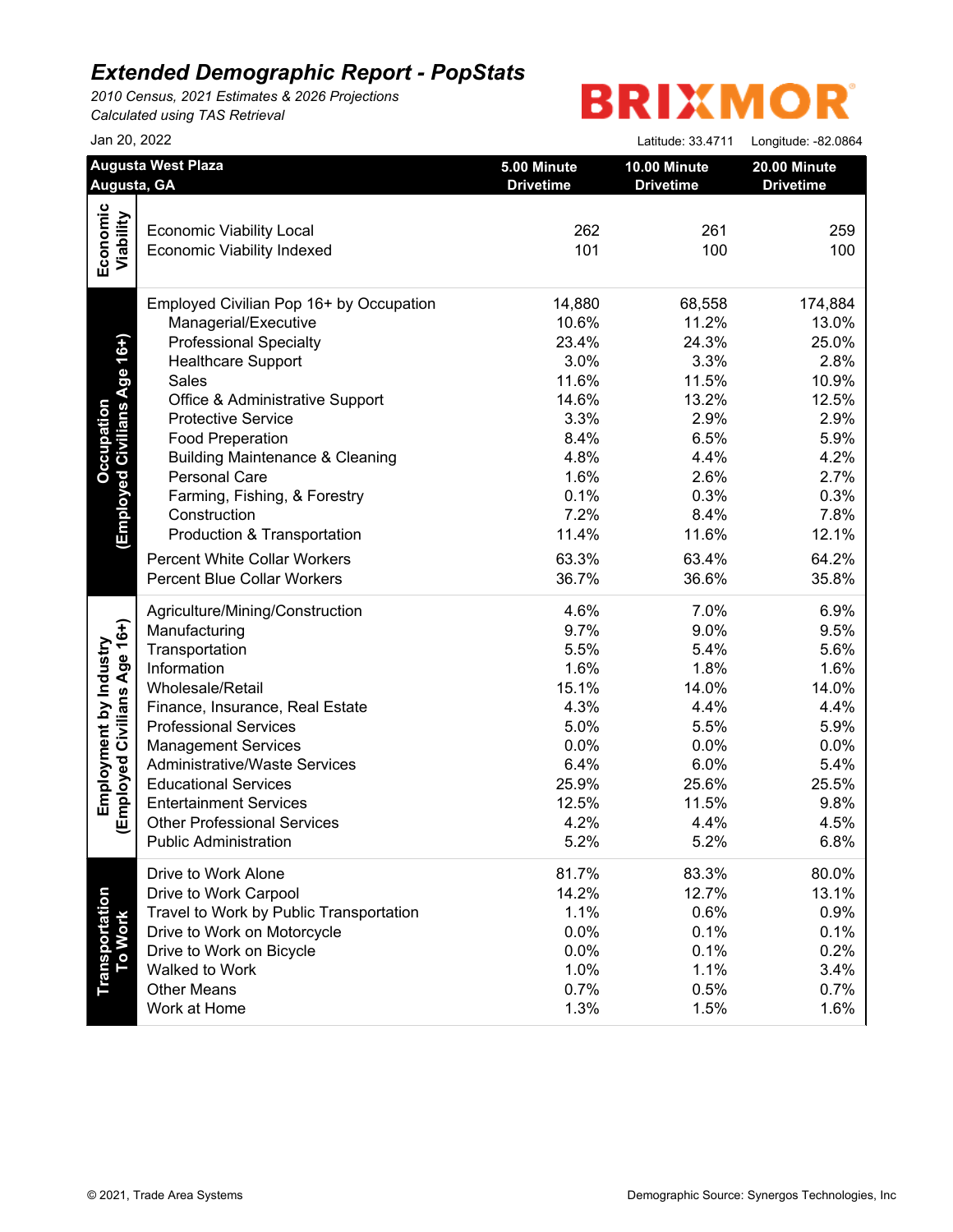# *Extended Demographic Report - PopStats*

*2010 Census, 2021 Estimates & 2026 Projections*
*Calculated using TAS Retrieval*

BRIXMOR

Jan 20, 2022

Latitude: 33.4711 Longitude: -82.0864

| | Augusta West Plaza<br>Augusta, GA | 5.00 Minute Drivetime | 10.00 Minute Drivetime | 20.00 Minute Drivetime |
|---|---|---|---|---|
| **Economic Viability** | Economic Viability Local | 262 | 261 | 259 |
| | Economic Viability Indexed | 101 | 100 | 100 |
| **Occupation (Employed Civilians Age 16+)** | Employed Civilian Pop 16+ by Occupation | 14,880 | 68,558 | 174,884 |
| | Managerial/Executive | 10.6% | 11.2% | 13.0% |
| | Professional Specialty | 23.4% | 24.3% | 25.0% |
| | Healthcare Support | 3.0% | 3.3% | 2.8% |
| | Sales | 11.6% | 11.5% | 10.9% |
| | Office & Administrative Support | 14.6% | 13.2% | 12.5% |
| | Protective Service | 3.3% | 2.9% | 2.9% |
| | Food Preperation | 8.4% | 6.5% | 5.9% |
| | Building Maintenance & Cleaning | 4.8% | 4.4% | 4.2% |
| | Personal Care | 1.6% | 2.6% | 2.7% |
| | Farming, Fishing, & Forestry | 0.1% | 0.3% | 0.3% |
| | Construction | 7.2% | 8.4% | 7.8% |
| | Production & Transportation | 11.4% | 11.6% | 12.1% |
| | Percent White Collar Workers | 63.3% | 63.4% | 64.2% |
| | Percent Blue Collar Workers | 36.7% | 36.6% | 35.8% |
| **Employment by Industry (Employed Civilians Age 16+)** | Agriculture/Mining/Construction | 4.6% | 7.0% | 6.9% |
| | Manufacturing | 9.7% | 9.0% | 9.5% |
| | Transportation | 5.5% | 5.4% | 5.6% |
| | Information | 1.6% | 1.8% | 1.6% |
| | Wholesale/Retail | 15.1% | 14.0% | 14.0% |
| | Finance, Insurance, Real Estate | 4.3% | 4.4% | 4.4% |
| | Professional Services | 5.0% | 5.5% | 5.9% |
| | Management Services | 0.0% | 0.0% | 0.0% |
| | Administrative/Waste Services | 6.4% | 6.0% | 5.4% |
| | Educational Services | 25.9% | 25.6% | 25.5% |
| | Entertainment Services | 12.5% | 11.5% | 9.8% |
| | Other Professional Services | 4.2% | 4.4% | 4.5% |
| | Public Administration | 5.2% | 5.2% | 6.8% |
| **Transportation To Work** | Drive to Work Alone | 81.7% | 83.3% | 80.0% |
| | Drive to Work Carpool | 14.2% | 12.7% | 13.1% |
| | Travel to Work by Public Transportation | 1.1% | 0.6% | 0.9% |
| | Drive to Work on Motorcycle | 0.0% | 0.1% | 0.1% |
| | Drive to Work on Bicycle | 0.0% | 0.1% | 0.2% |
| | Walked to Work | 1.0% | 1.1% | 3.4% |
| | Other Means | 0.7% | 0.5% | 0.7% |
| | Work at Home | 1.3% | 1.5% | 1.6% |

© 2021, Trade Area Systems

Demographic Source: Synergos Technologies, Inc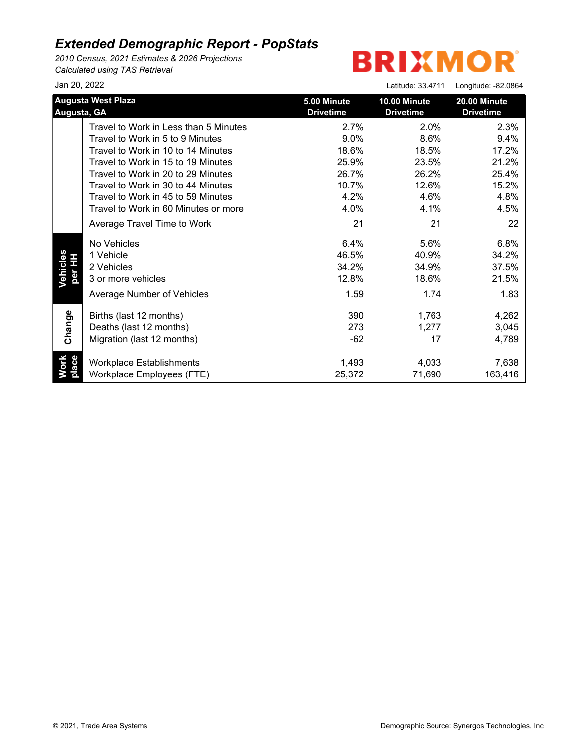# *Extended Demographic Report - PopStats*

*2010 Census, 2021 Estimates & 2026 Projections*
*Calculated using TAS Retrieval*

BRIXMOR

Jan 20, 2022

Latitude: 33.4711 Longitude: -82.0864

| Augusta West Plaza Augusta, GA | | 5.00 Minute Drivetime | 10.00 Minute Drivetime | 20.00 Minute Drivetime |
|---|---|---|---|---|
| | Travel to Work in Less than 5 Minutes | 2.7% | 2.0% | 2.3% |
| | Travel to Work in 5 to 9 Minutes | 9.0% | 8.6% | 9.4% |
| | Travel to Work in 10 to 14 Minutes | 18.6% | 18.5% | 17.2% |
| | Travel to Work in 15 to 19 Minutes | 25.9% | 23.5% | 21.2% |
| | Travel to Work in 20 to 29 Minutes | 26.7% | 26.2% | 25.4% |
| | Travel to Work in 30 to 44 Minutes | 10.7% | 12.6% | 15.2% |
| | Travel to Work in 45 to 59 Minutes | 4.2% | 4.6% | 4.8% |
| | Travel to Work in 60 Minutes or more | 4.0% | 4.1% | 4.5% |
| | Average Travel Time to Work | 21 | 21 | 22 |
| Vehicles per HH | No Vehicles | 6.4% | 5.6% | 6.8% |
| | 1 Vehicle | 46.5% | 40.9% | 34.2% |
| | 2 Vehicles | 34.2% | 34.9% | 37.5% |
| | 3 or more vehicles | 12.8% | 18.6% | 21.5% |
| | Average Number of Vehicles | 1.59 | 1.74 | 1.83 |
| Change | Births (last 12 months) | 390 | 1,763 | 4,262 |
| | Deaths (last 12 months) | 273 | 1,277 | 3,045 |
| | Migration (last 12 months) | -62 | 17 | 4,789 |
| Work place | Workplace Establishments | 1,493 | 4,033 | 7,638 |
| | Workplace Employees (FTE) | 25,372 | 71,690 | 163,416 |

© 2021, Trade Area Systems

Demographic Source: Synergos Technologies, Inc